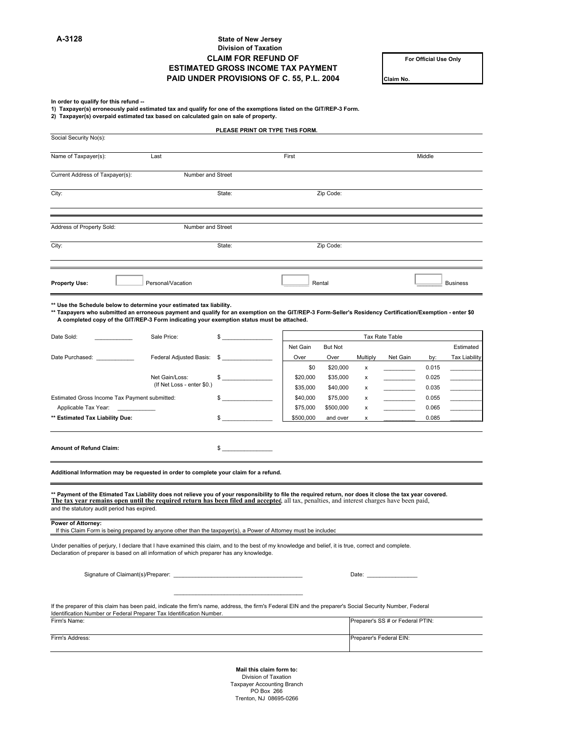A-3128

**State of New Jersey**
**Division of Taxation**

# CLAIM FOR REFUND OF ESTIMATED GROSS INCOME TAX PAYMENT PAID UNDER PROVISIONS OF C. 55, P.L. 2004

| For Official Use Only |
|---|
| Claim No. |

**In order to qualify for this refund --**
**1) Taxpayer(s) erroneously paid estimated tax and qualify for one of the exemptions listed on the GIT/REP-3 Form.**
**2) Taxpayer(s) overpaid estimated tax based on calculated gain on sale of property.**

**PLEASE PRINT OR TYPE THIS FORM.**

Social Security No(s):

Name of Taxpayer(s): Last First Middle

Current Address of Taxpayer(s): Number and Street

City: State: Zip Code:

Address of Property Sold: Number and Street

City: State: Zip Code:

**Property Use:** ☐ Personal/Vacation ☐ Rental ☐ Business

**\*\* Use the Schedule below to determine your estimated tax liability.**
**\*\* Taxpayers who submitted an erroneous payment and qualify for an exemption on the GIT/REP-3 Form-Seller's Residency Certification/Exemption - enter $0**
**A completed copy of the GIT/REP-3 Form indicating your exemption status must be attached.**

Date Sold: ____________ Sale Price: $ _______________

Date Purchased: ____________ Federal Adjusted Basis: $ _______________

Net Gain/Loss: $ _______________
(If Net Loss - enter $0.)

Estimated Gross Income Tax Payment submitted: $ _______________

Applicable Tax Year: ____________

**\*\* Estimated Tax Liability Due:** $ _______________

Tax Rate Table

| Net Gain Over | But Not Over | Multiply | Net Gain | by: | Estimated Tax Liability |
|---|---|---|---|---|---|
| $0 | $20,000 | x | _________ | 0.015 | _________ |
| $20,000 | $35,000 | x | _________ | 0.025 | _________ |
| $35,000 | $40,000 | x | _________ | 0.035 | _________ |
| $40,000 | $75,000 | x | _________ | 0.055 | _________ |
| $75,000 | $500,000 | x | _________ | 0.065 | _________ |
| $500,000 | and over | x | _________ | 0.085 | _________ |

**Amount of Refund Claim:** $ _______________

**Additional Information may be requested in order to complete your claim for a refund.**

**\*\* Payment of the Estimated Tax Liability does not relieve you of your responsibility to file the required return, nor does it close the tax year covered.**
**The tax year remains open until the required return has been filed and accepted**, all tax, penalties, and interest charges have been paid, and the statutory audit period has expired.

**Power of Attorney:**
If this Claim Form is being prepared by anyone other than the taxpayer(s), a Power of Attorney must be included

Under penalties of perjury, I declare that I have examined this claim, and to the best of my knowledge and belief, it is true, correct and complete.
Declaration of preparer is based on all information of which preparer has any knowledge.

Signature of Claimant(s)/Preparer: ________________________________________ Date: _______________

________________________________________

If the preparer of this claim has been paid, indicate the firm's name, address, the firm's Federal EIN and the preparer's Social Security Number, Federal Identification Number or Federal Preparer Tax Identification Number.

| | |
|---|---|
| Firm's Name: | Preparer's SS # or Federal PTIN: |
| Firm's Address: | Preparer's Federal EIN: |

**Mail this claim form to:**
Division of Taxation
Taxpayer Accounting Branch
PO Box 266
Trenton, NJ 08695-0266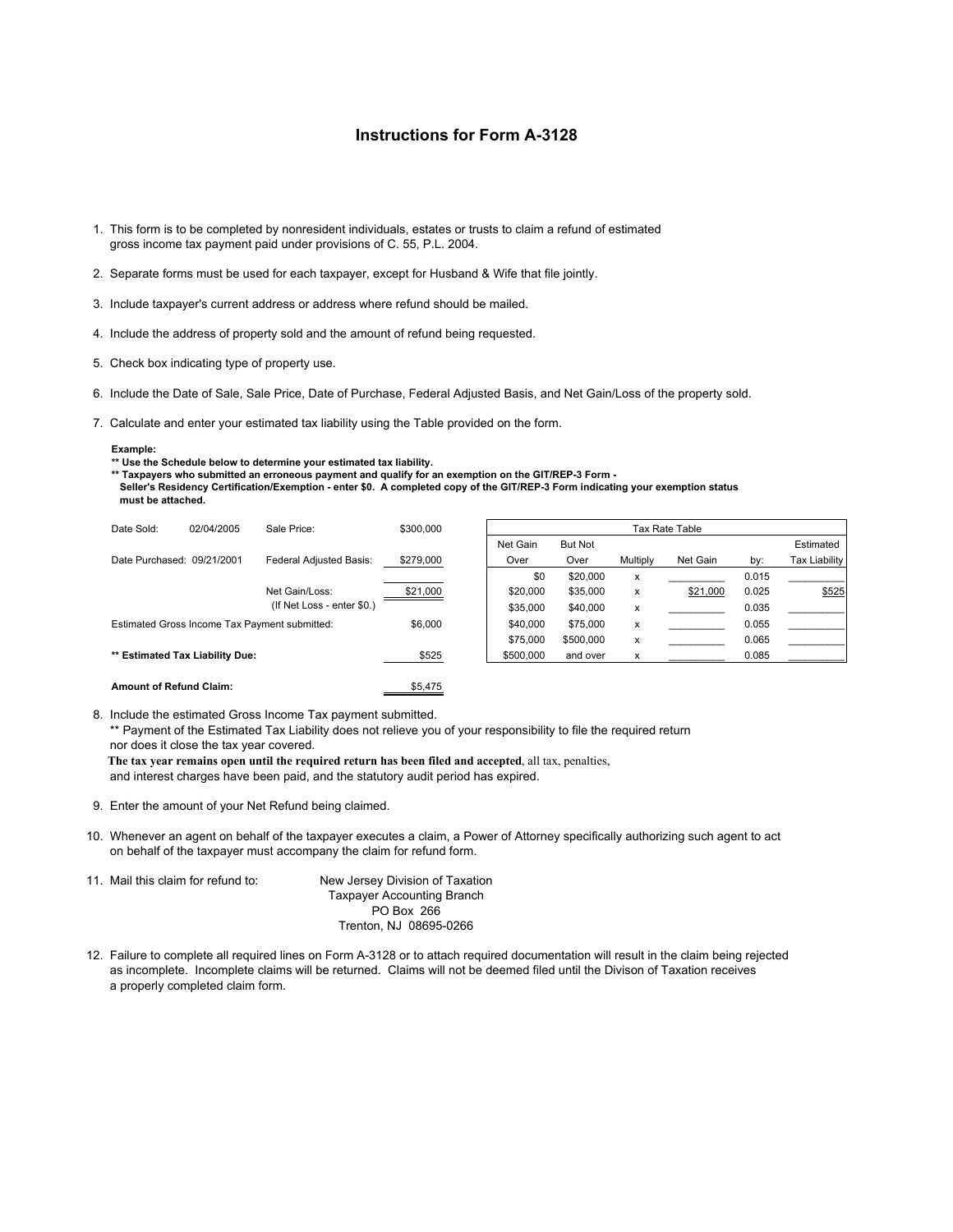# Instructions for Form A-3128

1. This form is to be completed by nonresident individuals, estates or trusts to claim a refund of estimated gross income tax payment paid under provisions of C. 55, P.L. 2004.

2. Separate forms must be used for each taxpayer, except for Husband & Wife that file jointly.

3. Include taxpayer's current address or address where refund should be mailed.

4. Include the address of property sold and the amount of refund being requested.

5. Check box indicating type of property use.

6. Include the Date of Sale, Sale Price, Date of Purchase, Federal Adjusted Basis, and Net Gain/Loss of the property sold.

7. Calculate and enter your estimated tax liability using the Table provided on the form.

**Example:**

**\*\* Use the Schedule below to determine your estimated tax liability.**

**\*\* Taxpayers who submitted an erroneous payment and qualify for an exemption on the GIT/REP-3 Form - Seller's Residency Certification/Exemption - enter $0. A completed copy of the GIT/REP-3 Form indicating your exemption status must be attached.**

| | | | |
|---|---|---|---|
| Date Sold: | 02/04/2005 | Sale Price: | $300,000 |
| Date Purchased: | 09/21/2001 | Federal Adjusted Basis: | $279,000 |
| | | Net Gain/Loss: (If Net Loss - enter $0.) | $21,000 |
| Estimated Gross Income Tax Payment submitted: | | | $6,000 |
| **\*\* Estimated Tax Liability Due:** | | | $525 |
| **Amount of Refund Claim:** | | | $5,475 |

**Tax Rate Table**

| Net Gain Over | But Not Over | Multiply | Net Gain | by: | Estimated Tax Liability |
|---|---|---|---|---|---|
| $0 | $20,000 | x | | 0.015 | |
| $20,000 | $35,000 | x | $21,000 | 0.025 | $525 |
| $35,000 | $40,000 | x | | 0.035 | |
| $40,000 | $75,000 | x | | 0.055 | |
| $75,000 | $500,000 | x | | 0.065 | |
| $500,000 | and over | x | | 0.085 | |

8. Include the estimated Gross Income Tax payment submitted.
   \*\* Payment of the Estimated Tax Liability does not relieve you of your responsibility to file the required return nor does it close the tax year covered.
   **The tax year remains open until the required return has been filed and accepted**, all tax, penalties, and interest charges have been paid, and the statutory audit period has expired.

9. Enter the amount of your Net Refund being claimed.

10. Whenever an agent on behalf of the taxpayer executes a claim, a Power of Attorney specifically authorizing such agent to act on behalf of the taxpayer must accompany the claim for refund form.

11. Mail this claim for refund to:

    New Jersey Division of Taxation
    Taxpayer Accounting Branch
    PO Box 266
    Trenton, NJ 08695-0266

12. Failure to complete all required lines on Form A-3128 or to attach required documentation will result in the claim being rejected as incomplete. Incomplete claims will be returned. Claims will not be deemed filed until the Divison of Taxation receives a properly completed claim form.